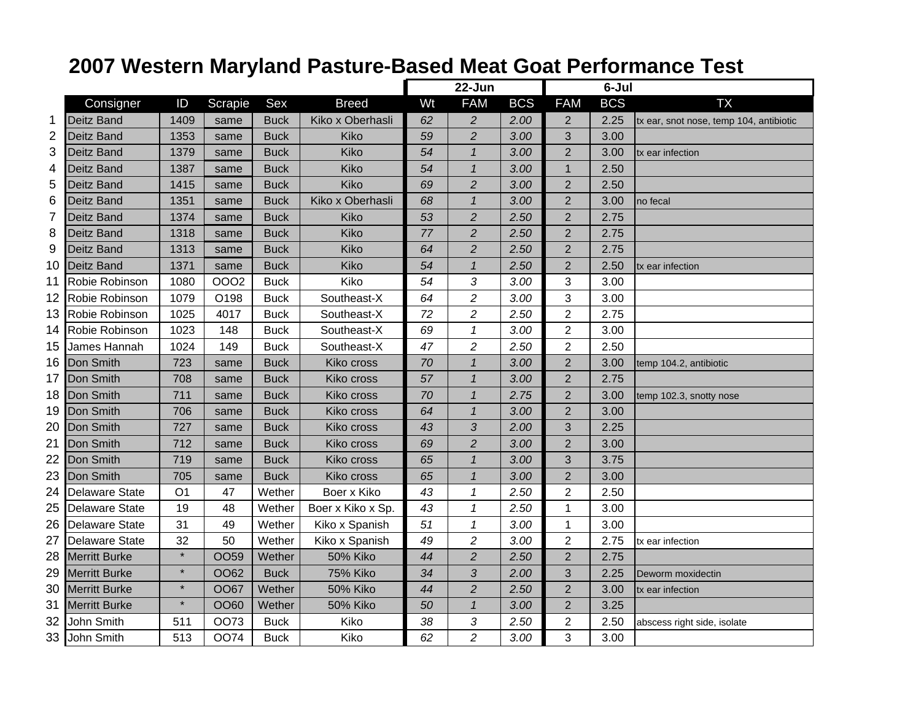# 2007 Western Maryland Pasture-Based Meat Goat Performance Test

| | | | | | | 22-Jun | | | 6-Jul | | |
|---|---|---|---|---|---|---|---|---|---|---|---|
| | Consigner | ID | Scrapie | Sex | Breed | Wt | FAM | BCS | FAM | BCS | TX |
| 1 | Deitz Band | 1409 | same | Buck | Kiko x Oberhasli | 62 | 2 | 2.00 | 2 | 2.25 | tx ear, snot nose, temp 104, antibiotic |
| 2 | Deitz Band | 1353 | same | Buck | Kiko | 59 | 2 | 3.00 | 3 | 3.00 | |
| 3 | Deitz Band | 1379 | same | Buck | Kiko | 54 | 1 | 3.00 | 2 | 3.00 | tx ear infection |
| 4 | Deitz Band | 1387 | same | Buck | Kiko | 54 | 1 | 3.00 | 1 | 2.50 | |
| 5 | Deitz Band | 1415 | same | Buck | Kiko | 69 | 2 | 3.00 | 2 | 2.50 | |
| 6 | Deitz Band | 1351 | same | Buck | Kiko x Oberhasli | 68 | 1 | 3.00 | 2 | 3.00 | no fecal |
| 7 | Deitz Band | 1374 | same | Buck | Kiko | 53 | 2 | 2.50 | 2 | 2.75 | |
| 8 | Deitz Band | 1318 | same | Buck | Kiko | 77 | 2 | 2.50 | 2 | 2.75 | |
| 9 | Deitz Band | 1313 | same | Buck | Kiko | 64 | 2 | 2.50 | 2 | 2.75 | |
| 10 | Deitz Band | 1371 | same | Buck | Kiko | 54 | 1 | 2.50 | 2 | 2.50 | tx ear infection |
| 11 | Robie Robinson | 1080 | OOO2 | Buck | Kiko | 54 | 3 | 3.00 | 3 | 3.00 | |
| 12 | Robie Robinson | 1079 | O198 | Buck | Southeast-X | 64 | 2 | 3.00 | 3 | 3.00 | |
| 13 | Robie Robinson | 1025 | 4017 | Buck | Southeast-X | 72 | 2 | 2.50 | 2 | 2.75 | |
| 14 | Robie Robinson | 1023 | 148 | Buck | Southeast-X | 69 | 1 | 3.00 | 2 | 3.00 | |
| 15 | James Hannah | 1024 | 149 | Buck | Southeast-X | 47 | 2 | 2.50 | 2 | 2.50 | |
| 16 | Don Smith | 723 | same | Buck | Kiko cross | 70 | 1 | 3.00 | 2 | 3.00 | temp 104.2, antibiotic |
| 17 | Don Smith | 708 | same | Buck | Kiko cross | 57 | 1 | 3.00 | 2 | 2.75 | |
| 18 | Don Smith | 711 | same | Buck | Kiko cross | 70 | 1 | 2.75 | 2 | 3.00 | temp 102.3, snotty nose |
| 19 | Don Smith | 706 | same | Buck | Kiko cross | 64 | 1 | 3.00 | 2 | 3.00 | |
| 20 | Don Smith | 727 | same | Buck | Kiko cross | 43 | 3 | 2.00 | 3 | 2.25 | |
| 21 | Don Smith | 712 | same | Buck | Kiko cross | 69 | 2 | 3.00 | 2 | 3.00 | |
| 22 | Don Smith | 719 | same | Buck | Kiko cross | 65 | 1 | 3.00 | 3 | 3.75 | |
| 23 | Don Smith | 705 | same | Buck | Kiko cross | 65 | 1 | 3.00 | 2 | 3.00 | |
| 24 | Delaware State | O1 | 47 | Wether | Boer x Kiko | 43 | 1 | 2.50 | 2 | 2.50 | |
| 25 | Delaware State | 19 | 48 | Wether | Boer x Kiko x Sp. | 43 | 1 | 2.50 | 1 | 3.00 | |
| 26 | Delaware State | 31 | 49 | Wether | Kiko x Spanish | 51 | 1 | 3.00 | 1 | 3.00 | |
| 27 | Delaware State | 32 | 50 | Wether | Kiko x Spanish | 49 | 2 | 3.00 | 2 | 2.75 | tx ear infection |
| 28 | Merritt Burke | * | OO59 | Wether | 50% Kiko | 44 | 2 | 2.50 | 2 | 2.75 | |
| 29 | Merritt Burke | * | OO62 | Buck | 75% Kiko | 34 | 3 | 2.00 | 3 | 2.25 | Deworm moxidectin |
| 30 | Merritt Burke | * | OO67 | Wether | 50% Kiko | 44 | 2 | 2.50 | 2 | 3.00 | tx ear infection |
| 31 | Merritt Burke | * | OO60 | Wether | 50% Kiko | 50 | 1 | 3.00 | 2 | 3.25 | |
| 32 | John Smith | 511 | OO73 | Buck | Kiko | 38 | 3 | 2.50 | 2 | 2.50 | abscess right side, isolate |
| 33 | John Smith | 513 | OO74 | Buck | Kiko | 62 | 2 | 3.00 | 3 | 3.00 | |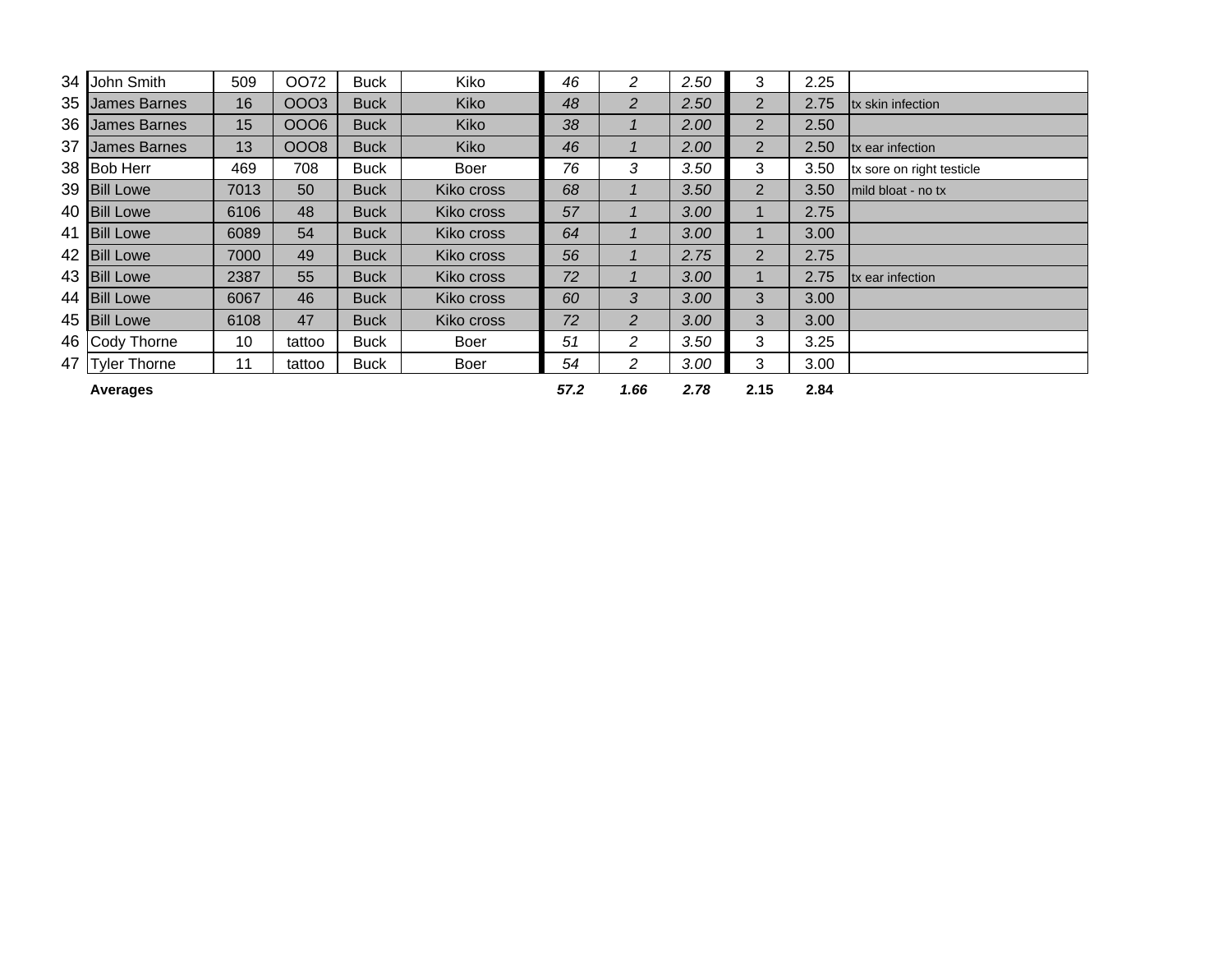| | | | | | | | | | | | |
|---|---|---|---|---|---|---|---|---|---|---|---|
| 34 | John Smith | 509 | OO72 | Buck | Kiko | *46* | *2* | *2.50* | 3 | 2.25 | |
| 35 | James Barnes | 16 | OOO3 | Buck | Kiko | *48* | *2* | *2.50* | 2 | 2.75 | tx skin infection |
| 36 | James Barnes | 15 | OOO6 | Buck | Kiko | *38* | *1* | *2.00* | 2 | 2.50 | |
| 37 | James Barnes | 13 | OOO8 | Buck | Kiko | *46* | *1* | *2.00* | 2 | 2.50 | tx ear infection |
| 38 | Bob Herr | 469 | 708 | Buck | Boer | *76* | *3* | *3.50* | 3 | 3.50 | tx sore on right testicle |
| 39 | Bill Lowe | 7013 | 50 | Buck | Kiko cross | *68* | *1* | *3.50* | 2 | 3.50 | mild bloat - no tx |
| 40 | Bill Lowe | 6106 | 48 | Buck | Kiko cross | *57* | *1* | *3.00* | 1 | 2.75 | |
| 41 | Bill Lowe | 6089 | 54 | Buck | Kiko cross | *64* | *1* | *3.00* | 1 | 3.00 | |
| 42 | Bill Lowe | 7000 | 49 | Buck | Kiko cross | *56* | *1* | *2.75* | 2 | 2.75 | |
| 43 | Bill Lowe | 2387 | 55 | Buck | Kiko cross | *72* | *1* | *3.00* | 1 | 2.75 | tx ear infection |
| 44 | Bill Lowe | 6067 | 46 | Buck | Kiko cross | *60* | *3* | *3.00* | 3 | 3.00 | |
| 45 | Bill Lowe | 6108 | 47 | Buck | Kiko cross | *72* | *2* | *3.00* | 3 | 3.00 | |
| 46 | Cody Thorne | 10 | tattoo | Buck | Boer | *51* | *2* | *3.50* | 3 | 3.25 | |
| 47 | Tyler Thorne | 11 | tattoo | Buck | Boer | *54* | *2* | *3.00* | 3 | 3.00 | |
| | **Averages** | | | | | ***57.2*** | ***1.66*** | ***2.78*** | **2.15** | **2.84** | |